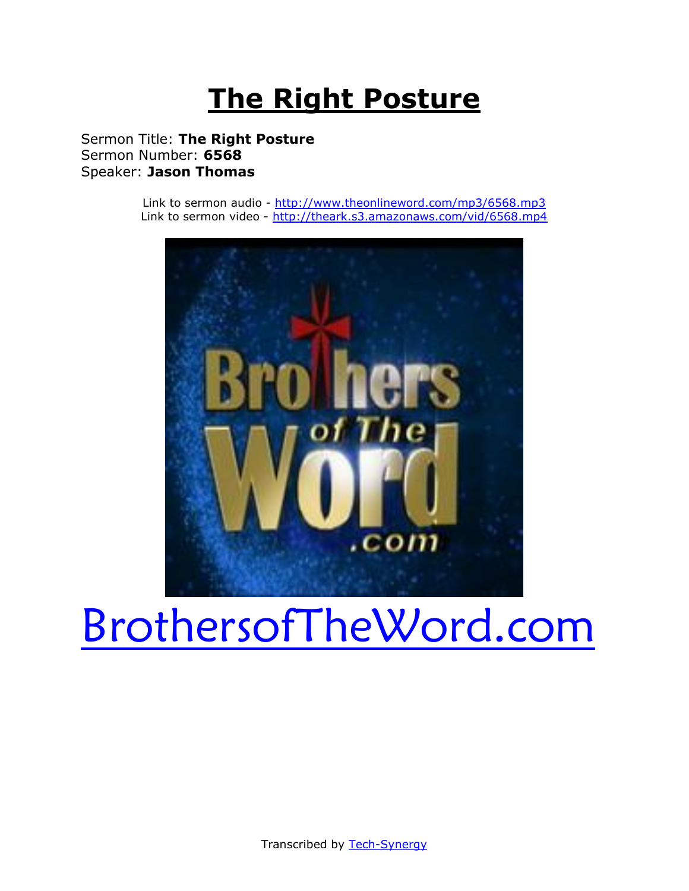# The Right Posture

Sermon Title: **The Right Posture**
Sermon Number: **6568**
Speaker: **Jason Thomas**

Link to sermon audio - http://www.theonlineword.com/mp3/6568.mp3
Link to sermon video - http://theark.s3.amazonaws.com/vid/6568.mp4

BrothersofTheWord.com

Transcribed by Tech-Synergy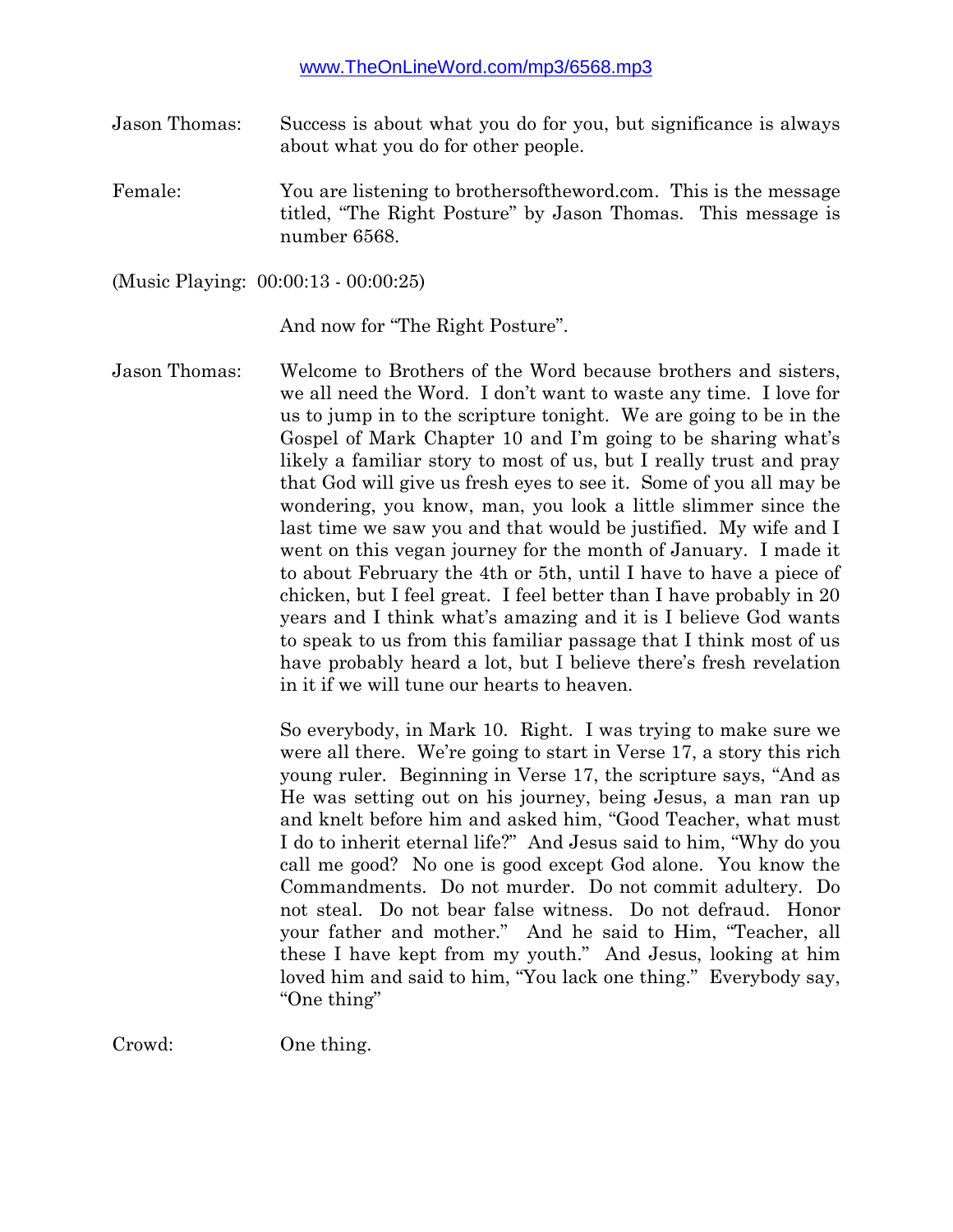www.TheOnLineWord.com/mp3/6568.mp3

Jason Thomas: Success is about what you do for you, but significance is always about what you do for other people.

Female: You are listening to brothersoftheword.com. This is the message titled, "The Right Posture" by Jason Thomas. This message is number 6568.

(Music Playing: 00:00:13 - 00:00:25)

And now for "The Right Posture".

Jason Thomas: Welcome to Brothers of the Word because brothers and sisters, we all need the Word. I don't want to waste any time. I love for us to jump in to the scripture tonight. We are going to be in the Gospel of Mark Chapter 10 and I'm going to be sharing what's likely a familiar story to most of us, but I really trust and pray that God will give us fresh eyes to see it. Some of you all may be wondering, you know, man, you look a little slimmer since the last time we saw you and that would be justified. My wife and I went on this vegan journey for the month of January. I made it to about February the 4th or 5th, until I have to have a piece of chicken, but I feel great. I feel better than I have probably in 20 years and I think what's amazing and it is I believe God wants to speak to us from this familiar passage that I think most of us have probably heard a lot, but I believe there's fresh revelation in it if we will tune our hearts to heaven.

So everybody, in Mark 10. Right. I was trying to make sure we were all there. We're going to start in Verse 17, a story this rich young ruler. Beginning in Verse 17, the scripture says, "And as He was setting out on his journey, being Jesus, a man ran up and knelt before him and asked him, "Good Teacher, what must I do to inherit eternal life?" And Jesus said to him, "Why do you call me good? No one is good except God alone. You know the Commandments. Do not murder. Do not commit adultery. Do not steal. Do not bear false witness. Do not defraud. Honor your father and mother." And he said to Him, "Teacher, all these I have kept from my youth." And Jesus, looking at him loved him and said to him, "You lack one thing." Everybody say, "One thing"

Crowd: One thing.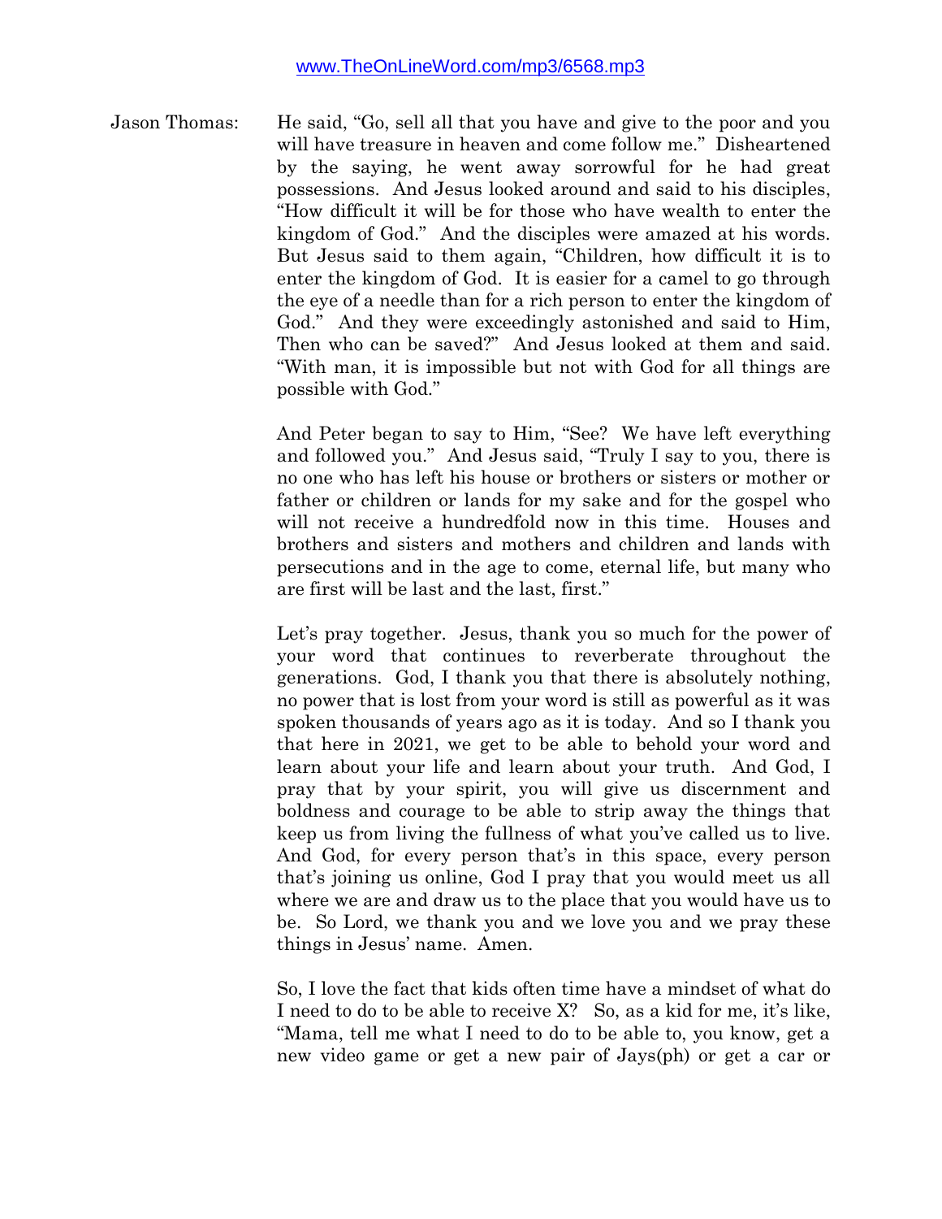www.TheOnLineWord.com/mp3/6568.mp3

Jason Thomas: He said, "Go, sell all that you have and give to the poor and you will have treasure in heaven and come follow me." Disheartened by the saying, he went away sorrowful for he had great possessions. And Jesus looked around and said to his disciples, "How difficult it will be for those who have wealth to enter the kingdom of God." And the disciples were amazed at his words. But Jesus said to them again, "Children, how difficult it is to enter the kingdom of God. It is easier for a camel to go through the eye of a needle than for a rich person to enter the kingdom of God." And they were exceedingly astonished and said to Him, Then who can be saved?" And Jesus looked at them and said. "With man, it is impossible but not with God for all things are possible with God."

And Peter began to say to Him, "See? We have left everything and followed you." And Jesus said, "Truly I say to you, there is no one who has left his house or brothers or sisters or mother or father or children or lands for my sake and for the gospel who will not receive a hundredfold now in this time. Houses and brothers and sisters and mothers and children and lands with persecutions and in the age to come, eternal life, but many who are first will be last and the last, first."

Let's pray together. Jesus, thank you so much for the power of your word that continues to reverberate throughout the generations. God, I thank you that there is absolutely nothing, no power that is lost from your word is still as powerful as it was spoken thousands of years ago as it is today. And so I thank you that here in 2021, we get to be able to behold your word and learn about your life and learn about your truth. And God, I pray that by your spirit, you will give us discernment and boldness and courage to be able to strip away the things that keep us from living the fullness of what you've called us to live. And God, for every person that's in this space, every person that's joining us online, God I pray that you would meet us all where we are and draw us to the place that you would have us to be. So Lord, we thank you and we love you and we pray these things in Jesus' name. Amen.

So, I love the fact that kids often time have a mindset of what do I need to do to be able to receive X? So, as a kid for me, it's like, "Mama, tell me what I need to do to be able to, you know, get a new video game or get a new pair of Jays(ph) or get a car or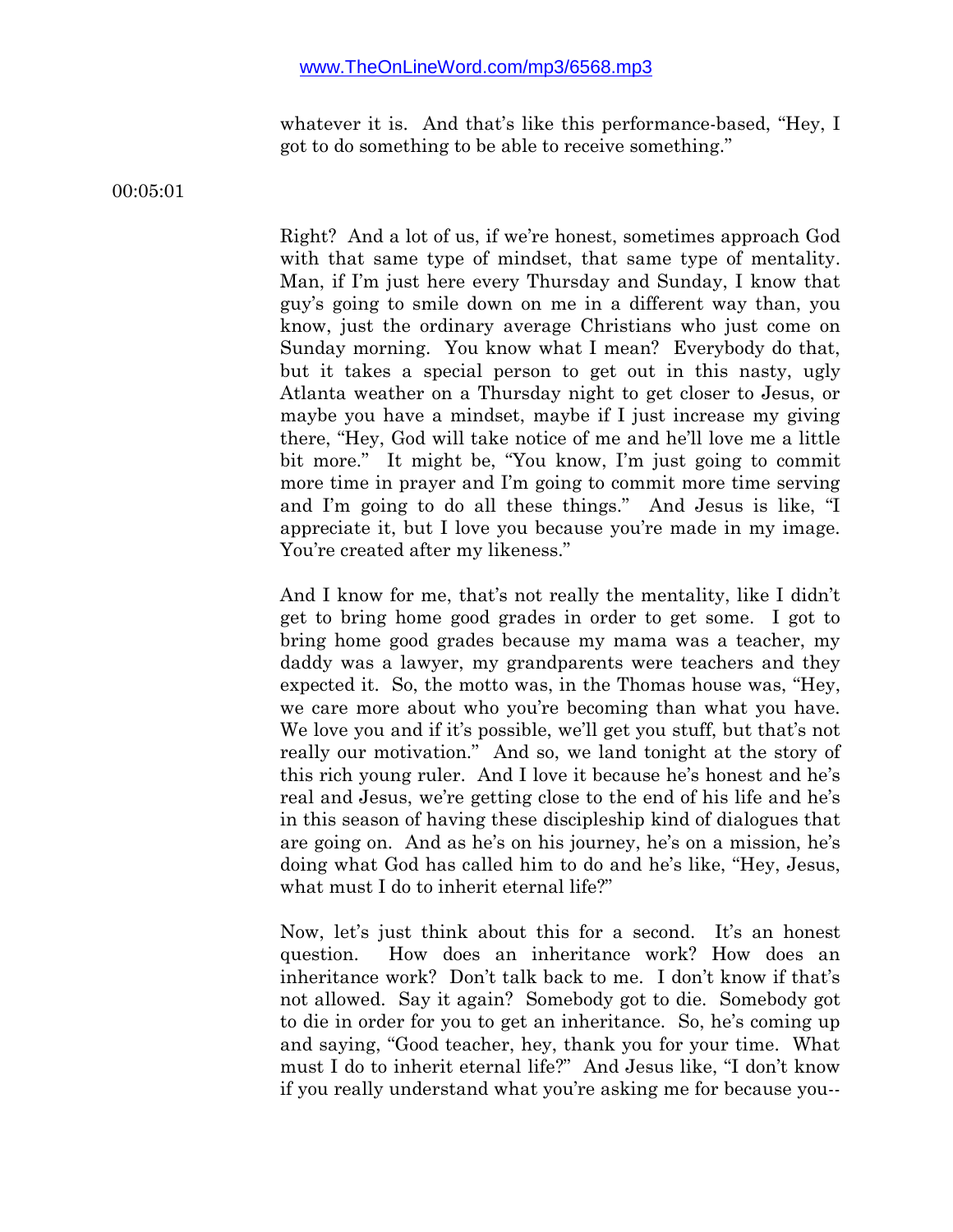whatever it is. And that's like this performance-based, "Hey, I got to do something to be able to receive something."

00:05:01

Right? And a lot of us, if we're honest, sometimes approach God with that same type of mindset, that same type of mentality. Man, if I'm just here every Thursday and Sunday, I know that guy's going to smile down on me in a different way than, you know, just the ordinary average Christians who just come on Sunday morning. You know what I mean? Everybody do that, but it takes a special person to get out in this nasty, ugly Atlanta weather on a Thursday night to get closer to Jesus, or maybe you have a mindset, maybe if I just increase my giving there, "Hey, God will take notice of me and he'll love me a little bit more." It might be, "You know, I'm just going to commit more time in prayer and I'm going to commit more time serving and I'm going to do all these things." And Jesus is like, "I appreciate it, but I love you because you're made in my image. You're created after my likeness."

And I know for me, that's not really the mentality, like I didn't get to bring home good grades in order to get some. I got to bring home good grades because my mama was a teacher, my daddy was a lawyer, my grandparents were teachers and they expected it. So, the motto was, in the Thomas house was, "Hey, we care more about who you're becoming than what you have. We love you and if it's possible, we'll get you stuff, but that's not really our motivation." And so, we land tonight at the story of this rich young ruler. And I love it because he's honest and he's real and Jesus, we're getting close to the end of his life and he's in this season of having these discipleship kind of dialogues that are going on. And as he's on his journey, he's on a mission, he's doing what God has called him to do and he's like, "Hey, Jesus, what must I do to inherit eternal life?"

Now, let's just think about this for a second. It's an honest question. How does an inheritance work? How does an inheritance work? Don't talk back to me. I don't know if that's not allowed. Say it again? Somebody got to die. Somebody got to die in order for you to get an inheritance. So, he's coming up and saying, "Good teacher, hey, thank you for your time. What must I do to inherit eternal life?" And Jesus like, "I don't know if you really understand what you're asking me for because you--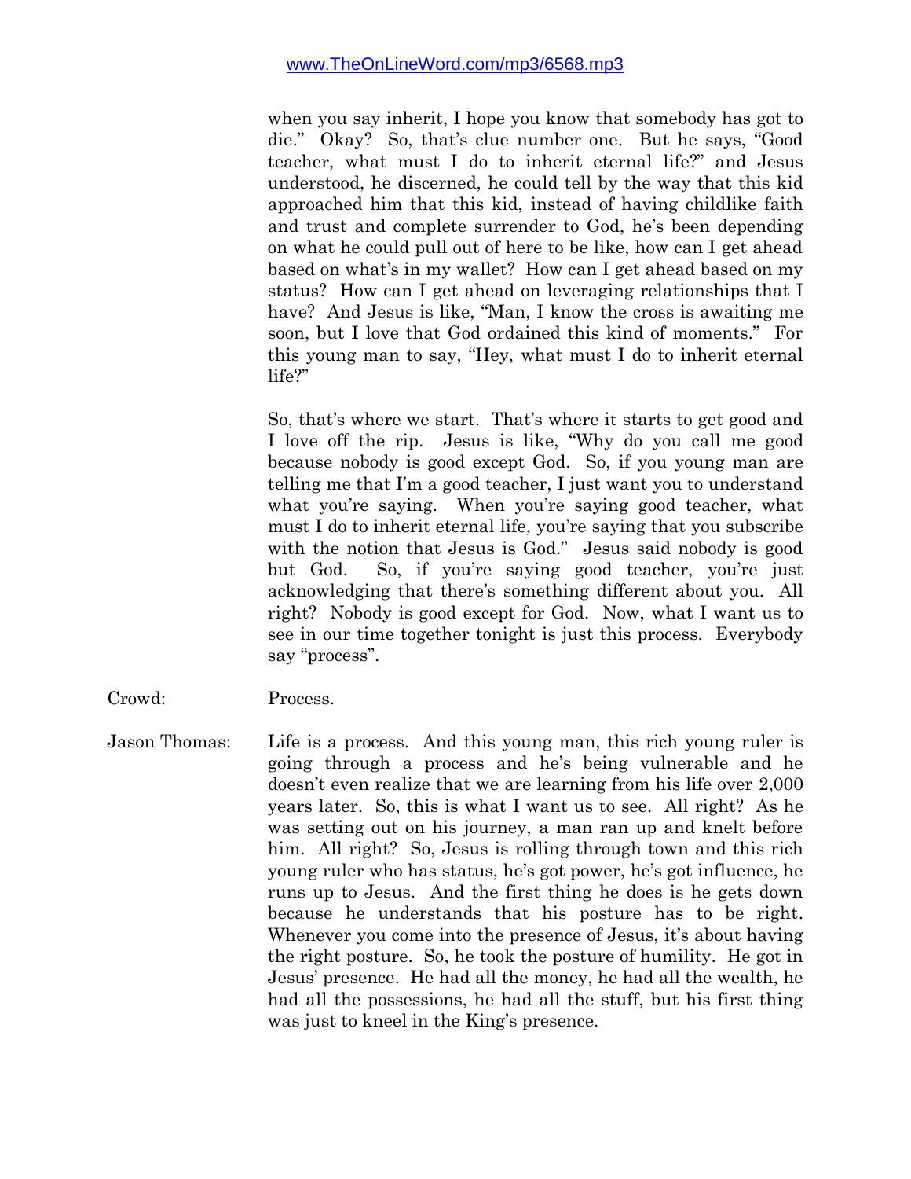when you say inherit, I hope you know that somebody has got to die." Okay? So, that's clue number one. But he says, "Good teacher, what must I do to inherit eternal life?" and Jesus understood, he discerned, he could tell by the way that this kid approached him that this kid, instead of having childlike faith and trust and complete surrender to God, he's been depending on what he could pull out of here to be like, how can I get ahead based on what's in my wallet? How can I get ahead based on my status? How can I get ahead on leveraging relationships that I have? And Jesus is like, "Man, I know the cross is awaiting me soon, but I love that God ordained this kind of moments." For this young man to say, "Hey, what must I do to inherit eternal life?"

So, that's where we start. That's where it starts to get good and I love off the rip. Jesus is like, "Why do you call me good because nobody is good except God. So, if you young man are telling me that I'm a good teacher, I just want you to understand what you're saying. When you're saying good teacher, what must I do to inherit eternal life, you're saying that you subscribe with the notion that Jesus is God." Jesus said nobody is good but God. So, if you're saying good teacher, you're just acknowledging that there's something different about you. All right? Nobody is good except for God. Now, what I want us to see in our time together tonight is just this process. Everybody say "process".

Crowd: Process.

Jason Thomas: Life is a process. And this young man, this rich young ruler is going through a process and he's being vulnerable and he doesn't even realize that we are learning from his life over 2,000 years later. So, this is what I want us to see. All right? As he was setting out on his journey, a man ran up and knelt before him. All right? So, Jesus is rolling through town and this rich young ruler who has status, he's got power, he's got influence, he runs up to Jesus. And the first thing he does is he gets down because he understands that his posture has to be right. Whenever you come into the presence of Jesus, it's about having the right posture. So, he took the posture of humility. He got in Jesus' presence. He had all the money, he had all the wealth, he had all the possessions, he had all the stuff, but his first thing was just to kneel in the King's presence.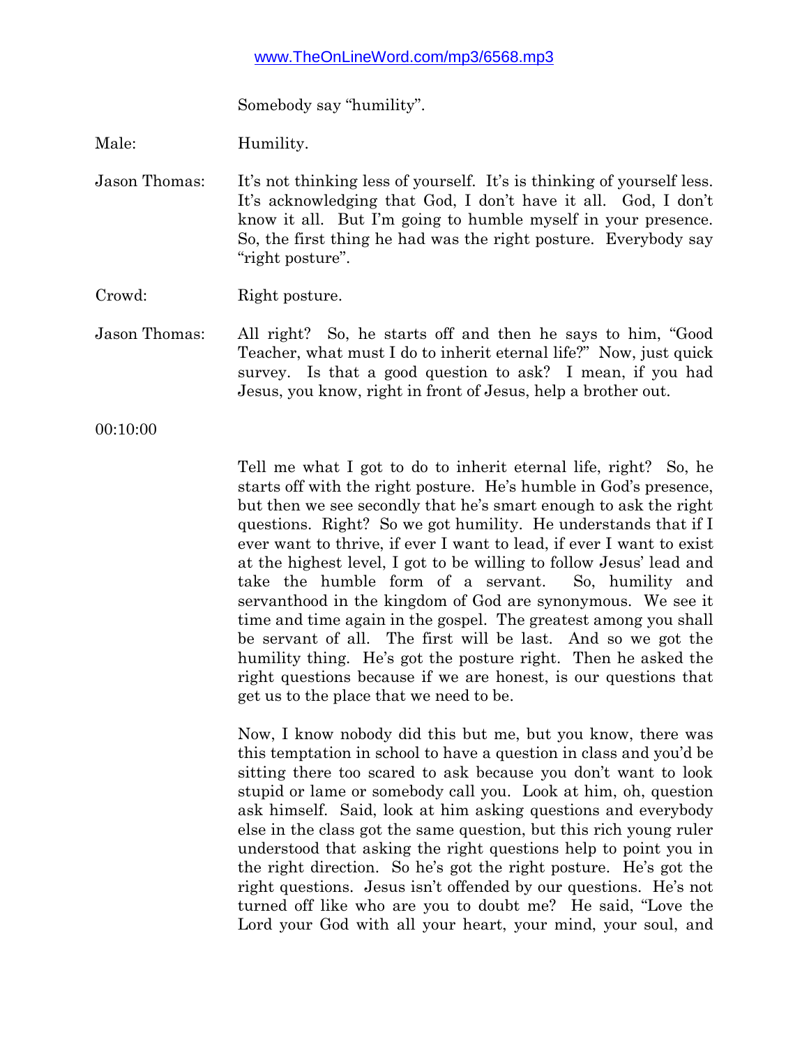Somebody say "humility".

Male: Humility.

Jason Thomas: It's not thinking less of yourself. It's is thinking of yourself less. It's acknowledging that God, I don't have it all. God, I don't know it all. But I'm going to humble myself in your presence. So, the first thing he had was the right posture. Everybody say "right posture".

Crowd: Right posture.

Jason Thomas: All right? So, he starts off and then he says to him, "Good Teacher, what must I do to inherit eternal life?" Now, just quick survey. Is that a good question to ask? I mean, if you had Jesus, you know, right in front of Jesus, help a brother out.

00:10:00

Tell me what I got to do to inherit eternal life, right? So, he starts off with the right posture. He's humble in God's presence, but then we see secondly that he's smart enough to ask the right questions. Right? So we got humility. He understands that if I ever want to thrive, if ever I want to lead, if ever I want to exist at the highest level, I got to be willing to follow Jesus' lead and take the humble form of a servant. So, humility and servanthood in the kingdom of God are synonymous. We see it time and time again in the gospel. The greatest among you shall be servant of all. The first will be last. And so we got the humility thing. He's got the posture right. Then he asked the right questions because if we are honest, is our questions that get us to the place that we need to be.

Now, I know nobody did this but me, but you know, there was this temptation in school to have a question in class and you'd be sitting there too scared to ask because you don't want to look stupid or lame or somebody call you. Look at him, oh, question ask himself. Said, look at him asking questions and everybody else in the class got the same question, but this rich young ruler understood that asking the right questions help to point you in the right direction. So he's got the right posture. He's got the right questions. Jesus isn't offended by our questions. He's not turned off like who are you to doubt me? He said, "Love the Lord your God with all your heart, your mind, your soul, and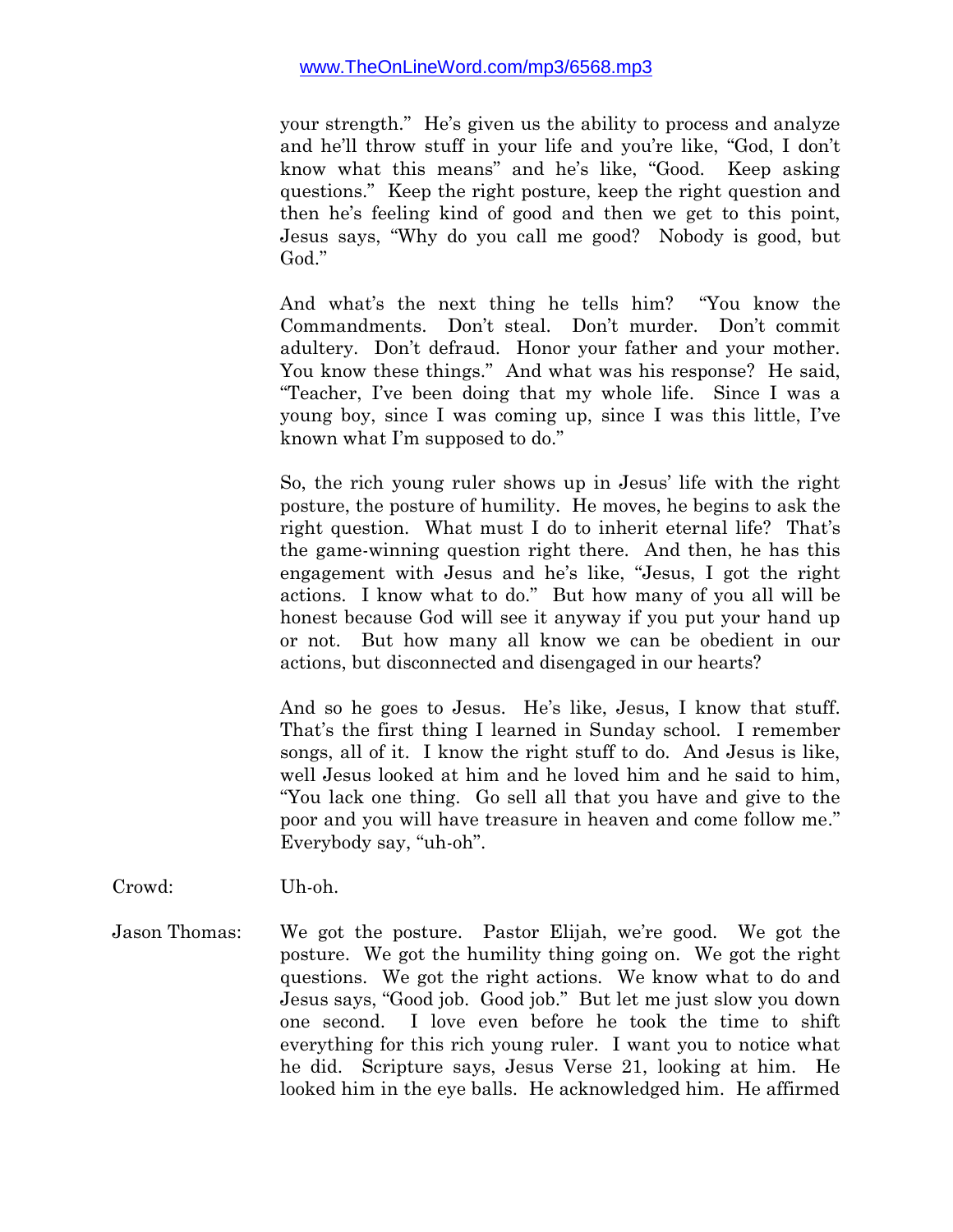your strength." He's given us the ability to process and analyze and he'll throw stuff in your life and you're like, "God, I don't know what this means" and he's like, "Good. Keep asking questions." Keep the right posture, keep the right question and then he's feeling kind of good and then we get to this point, Jesus says, "Why do you call me good? Nobody is good, but God."

And what's the next thing he tells him? "You know the Commandments. Don't steal. Don't murder. Don't commit adultery. Don't defraud. Honor your father and your mother. You know these things." And what was his response? He said, "Teacher, I've been doing that my whole life. Since I was a young boy, since I was coming up, since I was this little, I've known what I'm supposed to do."

So, the rich young ruler shows up in Jesus' life with the right posture, the posture of humility. He moves, he begins to ask the right question. What must I do to inherit eternal life? That's the game-winning question right there. And then, he has this engagement with Jesus and he's like, "Jesus, I got the right actions. I know what to do." But how many of you all will be honest because God will see it anyway if you put your hand up or not. But how many all know we can be obedient in our actions, but disconnected and disengaged in our hearts?

And so he goes to Jesus. He's like, Jesus, I know that stuff. That's the first thing I learned in Sunday school. I remember songs, all of it. I know the right stuff to do. And Jesus is like, well Jesus looked at him and he loved him and he said to him, "You lack one thing. Go sell all that you have and give to the poor and you will have treasure in heaven and come follow me." Everybody say, "uh-oh".

Crowd: Uh-oh.

Jason Thomas: We got the posture. Pastor Elijah, we're good. We got the posture. We got the humility thing going on. We got the right questions. We got the right actions. We know what to do and Jesus says, "Good job. Good job." But let me just slow you down one second. I love even before he took the time to shift everything for this rich young ruler. I want you to notice what he did. Scripture says, Jesus Verse 21, looking at him. He looked him in the eye balls. He acknowledged him. He affirmed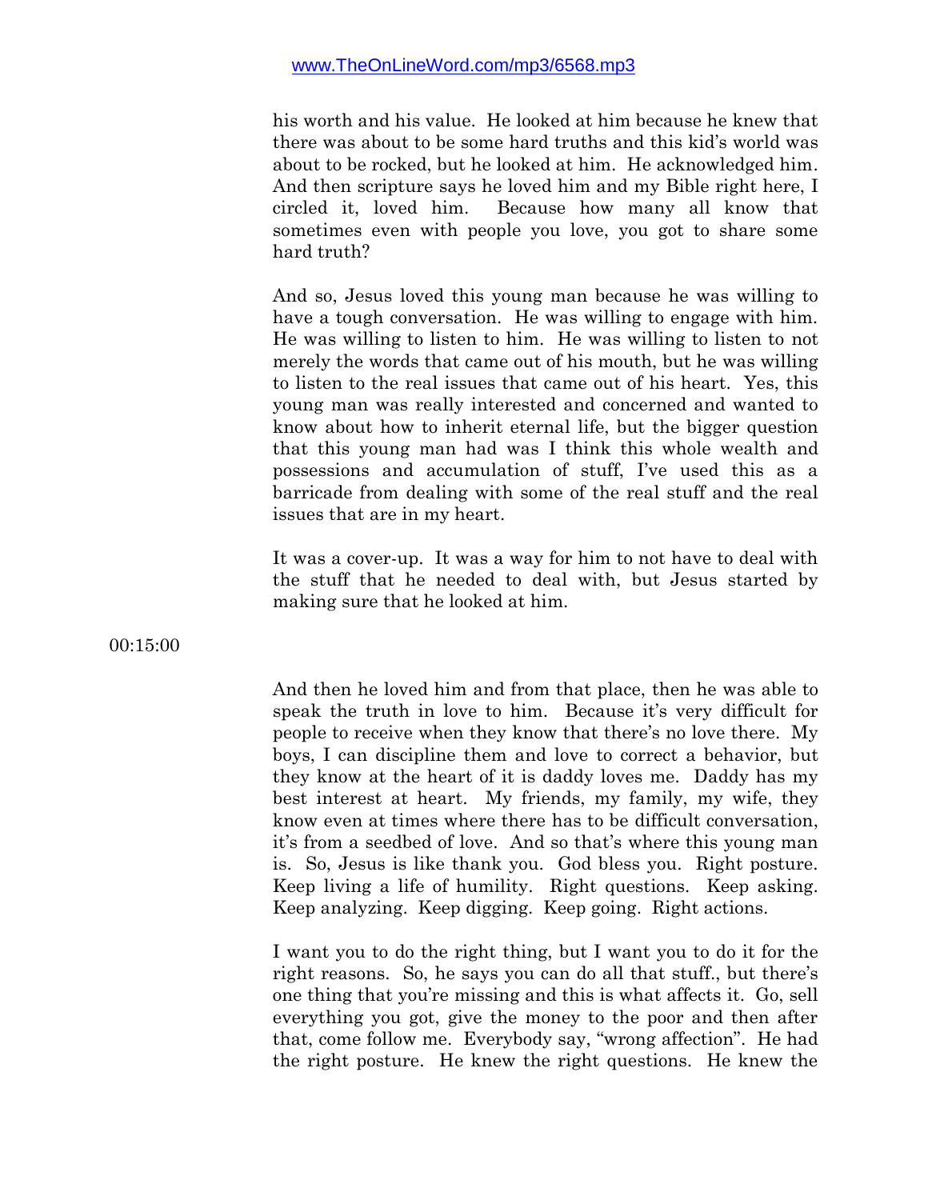his worth and his value. He looked at him because he knew that there was about to be some hard truths and this kid's world was about to be rocked, but he looked at him. He acknowledged him. And then scripture says he loved him and my Bible right here, I circled it, loved him. Because how many all know that sometimes even with people you love, you got to share some hard truth?

And so, Jesus loved this young man because he was willing to have a tough conversation. He was willing to engage with him. He was willing to listen to him. He was willing to listen to not merely the words that came out of his mouth, but he was willing to listen to the real issues that came out of his heart. Yes, this young man was really interested and concerned and wanted to know about how to inherit eternal life, but the bigger question that this young man had was I think this whole wealth and possessions and accumulation of stuff, I've used this as a barricade from dealing with some of the real stuff and the real issues that are in my heart.

It was a cover-up. It was a way for him to not have to deal with the stuff that he needed to deal with, but Jesus started by making sure that he looked at him.

00:15:00

And then he loved him and from that place, then he was able to speak the truth in love to him. Because it's very difficult for people to receive when they know that there's no love there. My boys, I can discipline them and love to correct a behavior, but they know at the heart of it is daddy loves me. Daddy has my best interest at heart. My friends, my family, my wife, they know even at times where there has to be difficult conversation, it's from a seedbed of love. And so that's where this young man is. So, Jesus is like thank you. God bless you. Right posture. Keep living a life of humility. Right questions. Keep asking. Keep analyzing. Keep digging. Keep going. Right actions.

I want you to do the right thing, but I want you to do it for the right reasons. So, he says you can do all that stuff., but there's one thing that you're missing and this is what affects it. Go, sell everything you got, give the money to the poor and then after that, come follow me. Everybody say, "wrong affection". He had the right posture. He knew the right questions. He knew the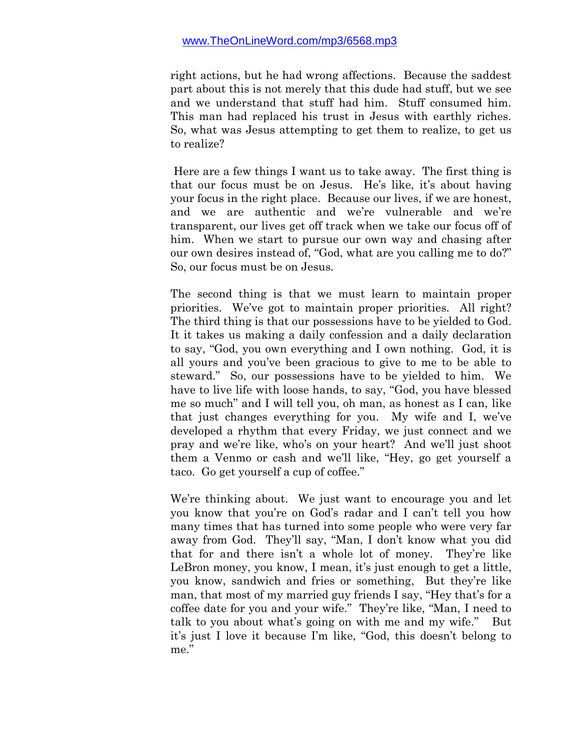right actions, but he had wrong affections. Because the saddest part about this is not merely that this dude had stuff, but we see and we understand that stuff had him. Stuff consumed him. This man had replaced his trust in Jesus with earthly riches. So, what was Jesus attempting to get them to realize, to get us to realize?

Here are a few things I want us to take away. The first thing is that our focus must be on Jesus. He's like, it's about having your focus in the right place. Because our lives, if we are honest, and we are authentic and we're vulnerable and we're transparent, our lives get off track when we take our focus off of him. When we start to pursue our own way and chasing after our own desires instead of, "God, what are you calling me to do?" So, our focus must be on Jesus.

The second thing is that we must learn to maintain proper priorities. We've got to maintain proper priorities. All right? The third thing is that our possessions have to be yielded to God. It it takes us making a daily confession and a daily declaration to say, "God, you own everything and I own nothing. God, it is all yours and you've been gracious to give to me to be able to steward." So, our possessions have to be yielded to him. We have to live life with loose hands, to say, "God, you have blessed me so much" and I will tell you, oh man, as honest as I can, like that just changes everything for you. My wife and I, we've developed a rhythm that every Friday, we just connect and we pray and we're like, who's on your heart? And we'll just shoot them a Venmo or cash and we'll like, "Hey, go get yourself a taco. Go get yourself a cup of coffee."

We're thinking about. We just want to encourage you and let you know that you're on God's radar and I can't tell you how many times that has turned into some people who were very far away from God. They'll say, "Man, I don't know what you did that for and there isn't a whole lot of money. They're like LeBron money, you know, I mean, it's just enough to get a little, you know, sandwich and fries or something, But they're like man, that most of my married guy friends I say, "Hey that's for a coffee date for you and your wife." They're like, "Man, I need to talk to you about what's going on with me and my wife." But it's just I love it because I'm like, "God, this doesn't belong to me."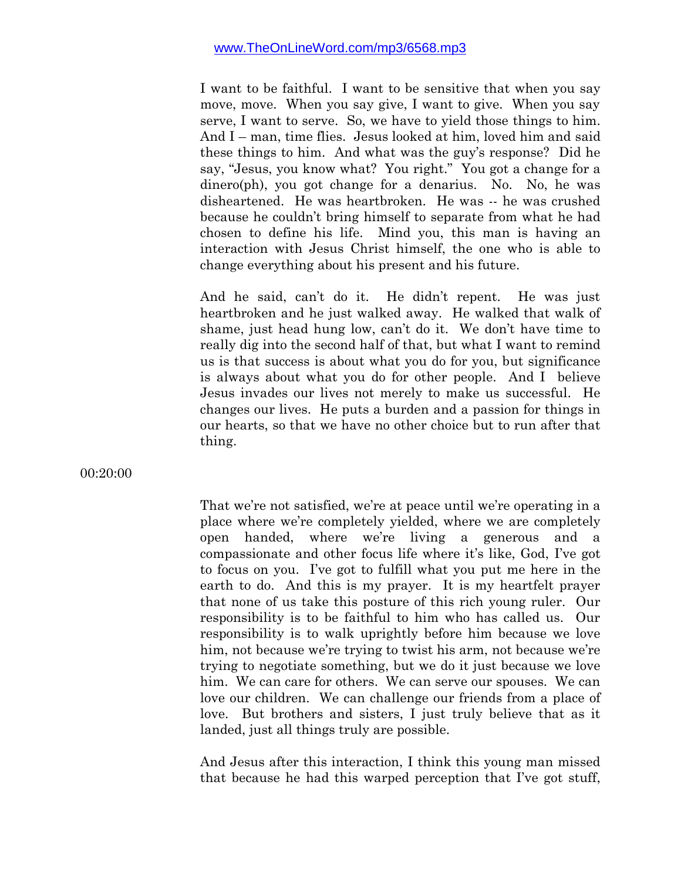I want to be faithful. I want to be sensitive that when you say move, move. When you say give, I want to give. When you say serve, I want to serve. So, we have to yield those things to him. And I – man, time flies. Jesus looked at him, loved him and said these things to him. And what was the guy's response? Did he say, "Jesus, you know what? You right." You got a change for a dinero(ph), you got change for a denarius. No. No, he was disheartened. He was heartbroken. He was -- he was crushed because he couldn't bring himself to separate from what he had chosen to define his life. Mind you, this man is having an interaction with Jesus Christ himself, the one who is able to change everything about his present and his future.

And he said, can't do it. He didn't repent. He was just heartbroken and he just walked away. He walked that walk of shame, just head hung low, can't do it. We don't have time to really dig into the second half of that, but what I want to remind us is that success is about what you do for you, but significance is always about what you do for other people. And I believe Jesus invades our lives not merely to make us successful. He changes our lives. He puts a burden and a passion for things in our hearts, so that we have no other choice but to run after that thing.

00:20:00

That we're not satisfied, we're at peace until we're operating in a place where we're completely yielded, where we are completely open handed, where we're living a generous and a compassionate and other focus life where it's like, God, I've got to focus on you. I've got to fulfill what you put me here in the earth to do. And this is my prayer. It is my heartfelt prayer that none of us take this posture of this rich young ruler. Our responsibility is to be faithful to him who has called us. Our responsibility is to walk uprightly before him because we love him, not because we're trying to twist his arm, not because we're trying to negotiate something, but we do it just because we love him. We can care for others. We can serve our spouses. We can love our children. We can challenge our friends from a place of love. But brothers and sisters, I just truly believe that as it landed, just all things truly are possible.

And Jesus after this interaction, I think this young man missed that because he had this warped perception that I've got stuff,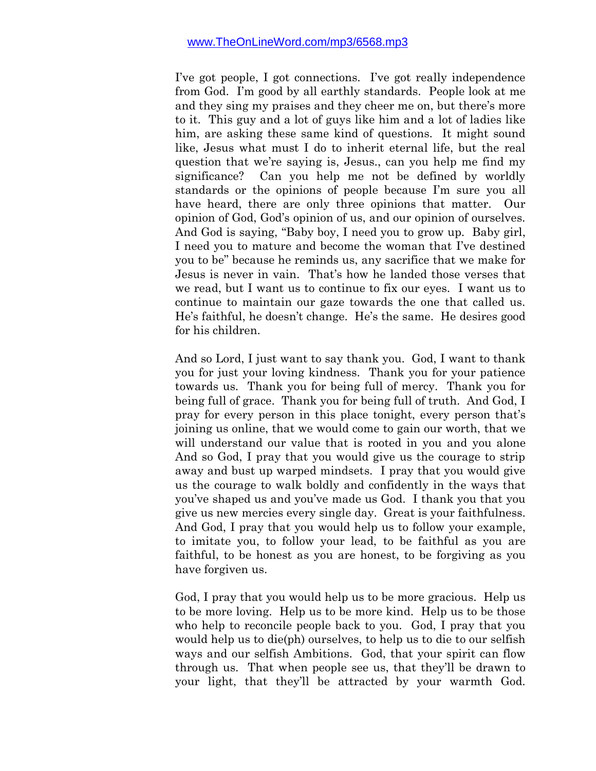I've got people, I got connections. I've got really independence from God. I'm good by all earthly standards. People look at me and they sing my praises and they cheer me on, but there's more to it. This guy and a lot of guys like him and a lot of ladies like him, are asking these same kind of questions. It might sound like, Jesus what must I do to inherit eternal life, but the real question that we're saying is, Jesus., can you help me find my significance? Can you help me not be defined by worldly standards or the opinions of people because I'm sure you all have heard, there are only three opinions that matter. Our opinion of God, God's opinion of us, and our opinion of ourselves. And God is saying, "Baby boy, I need you to grow up. Baby girl, I need you to mature and become the woman that I've destined you to be" because he reminds us, any sacrifice that we make for Jesus is never in vain. That's how he landed those verses that we read, but I want us to continue to fix our eyes. I want us to continue to maintain our gaze towards the one that called us. He's faithful, he doesn't change. He's the same. He desires good for his children.

And so Lord, I just want to say thank you. God, I want to thank you for just your loving kindness. Thank you for your patience towards us. Thank you for being full of mercy. Thank you for being full of grace. Thank you for being full of truth. And God, I pray for every person in this place tonight, every person that's joining us online, that we would come to gain our worth, that we will understand our value that is rooted in you and you alone And so God, I pray that you would give us the courage to strip away and bust up warped mindsets. I pray that you would give us the courage to walk boldly and confidently in the ways that you've shaped us and you've made us God. I thank you that you give us new mercies every single day. Great is your faithfulness. And God, I pray that you would help us to follow your example, to imitate you, to follow your lead, to be faithful as you are faithful, to be honest as you are honest, to be forgiving as you have forgiven us.

God, I pray that you would help us to be more gracious. Help us to be more loving. Help us to be more kind. Help us to be those who help to reconcile people back to you. God, I pray that you would help us to die(ph) ourselves, to help us to die to our selfish ways and our selfish Ambitions. God, that your spirit can flow through us. That when people see us, that they'll be drawn to your light, that they'll be attracted by your warmth God.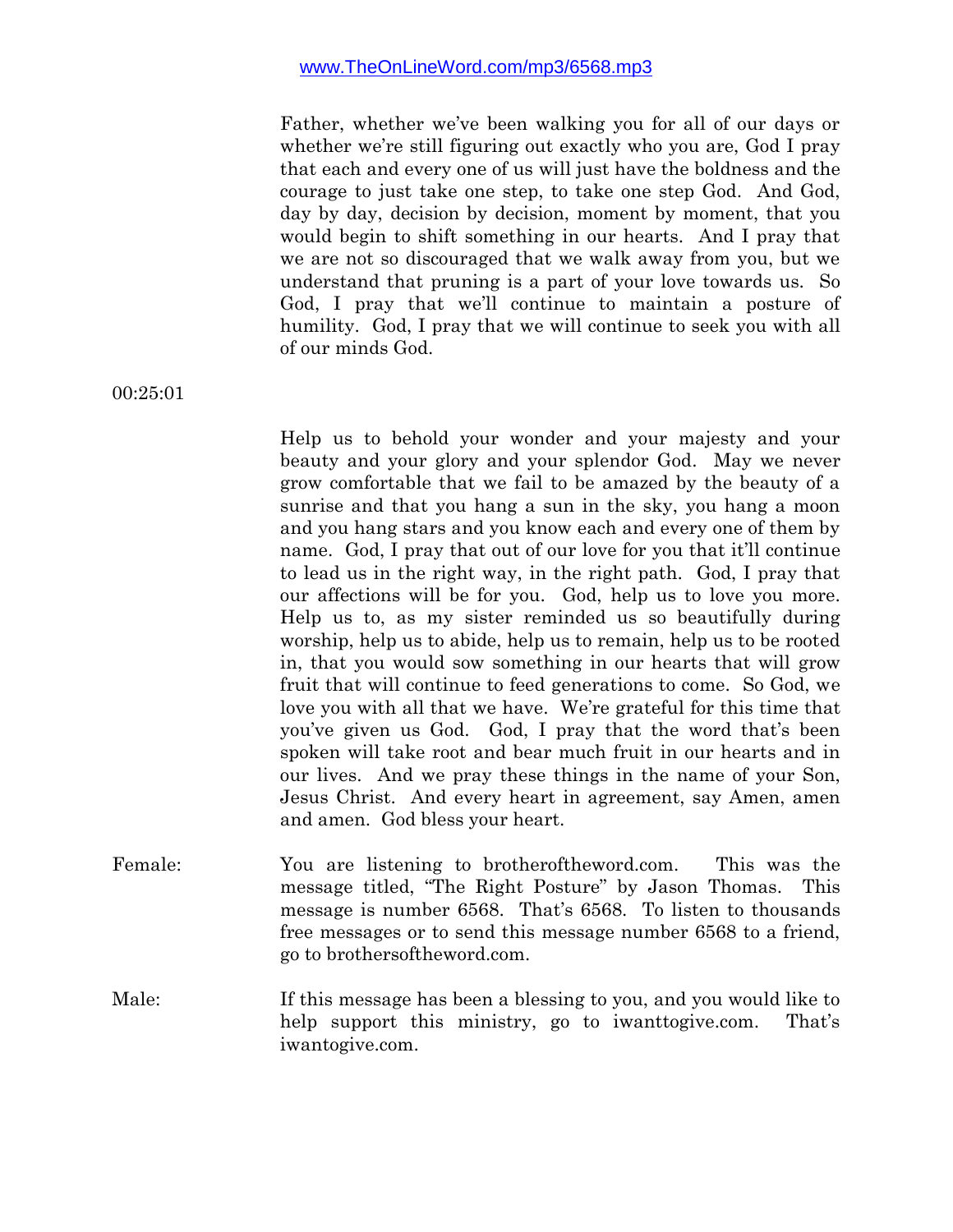Father, whether we've been walking you for all of our days or whether we're still figuring out exactly who you are, God I pray that each and every one of us will just have the boldness and the courage to just take one step, to take one step God. And God, day by day, decision by decision, moment by moment, that you would begin to shift something in our hearts. And I pray that we are not so discouraged that we walk away from you, but we understand that pruning is a part of your love towards us. So God, I pray that we'll continue to maintain a posture of humility. God, I pray that we will continue to seek you with all of our minds God.

00:25:01

Help us to behold your wonder and your majesty and your beauty and your glory and your splendor God. May we never grow comfortable that we fail to be amazed by the beauty of a sunrise and that you hang a sun in the sky, you hang a moon and you hang stars and you know each and every one of them by name. God, I pray that out of our love for you that it'll continue to lead us in the right way, in the right path. God, I pray that our affections will be for you. God, help us to love you more. Help us to, as my sister reminded us so beautifully during worship, help us to abide, help us to remain, help us to be rooted in, that you would sow something in our hearts that will grow fruit that will continue to feed generations to come. So God, we love you with all that we have. We're grateful for this time that you've given us God. God, I pray that the word that's been spoken will take root and bear much fruit in our hearts and in our lives. And we pray these things in the name of your Son, Jesus Christ. And every heart in agreement, say Amen, amen and amen. God bless your heart.

Female: You are listening to brotheroftheword.com. This was the message titled, "The Right Posture" by Jason Thomas. This message is number 6568. That's 6568. To listen to thousands free messages or to send this message number 6568 to a friend, go to brothersoftheword.com.

Male: If this message has been a blessing to you, and you would like to help support this ministry, go to iwanttogive.com. That's iwantogive.com.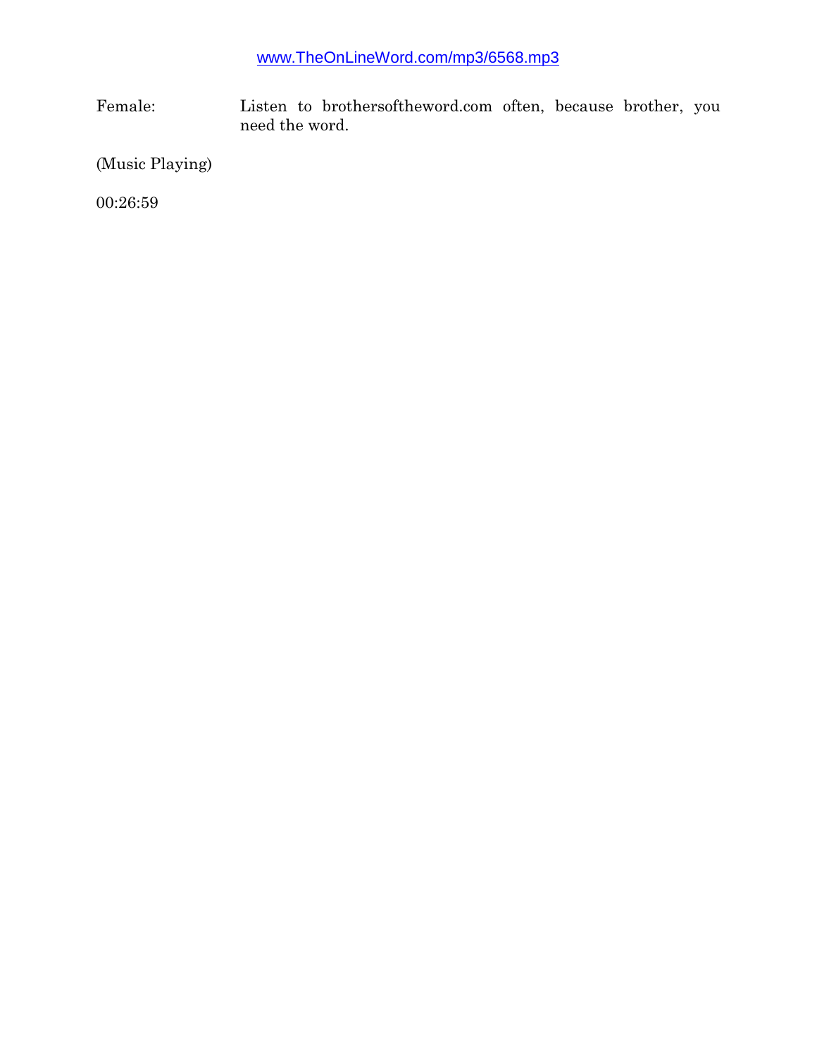www.TheOnLineWord.com/mp3/6568.mp3

Female: Listen to brothersoftheword.com often, because brother, you need the word.

(Music Playing)

00:26:59